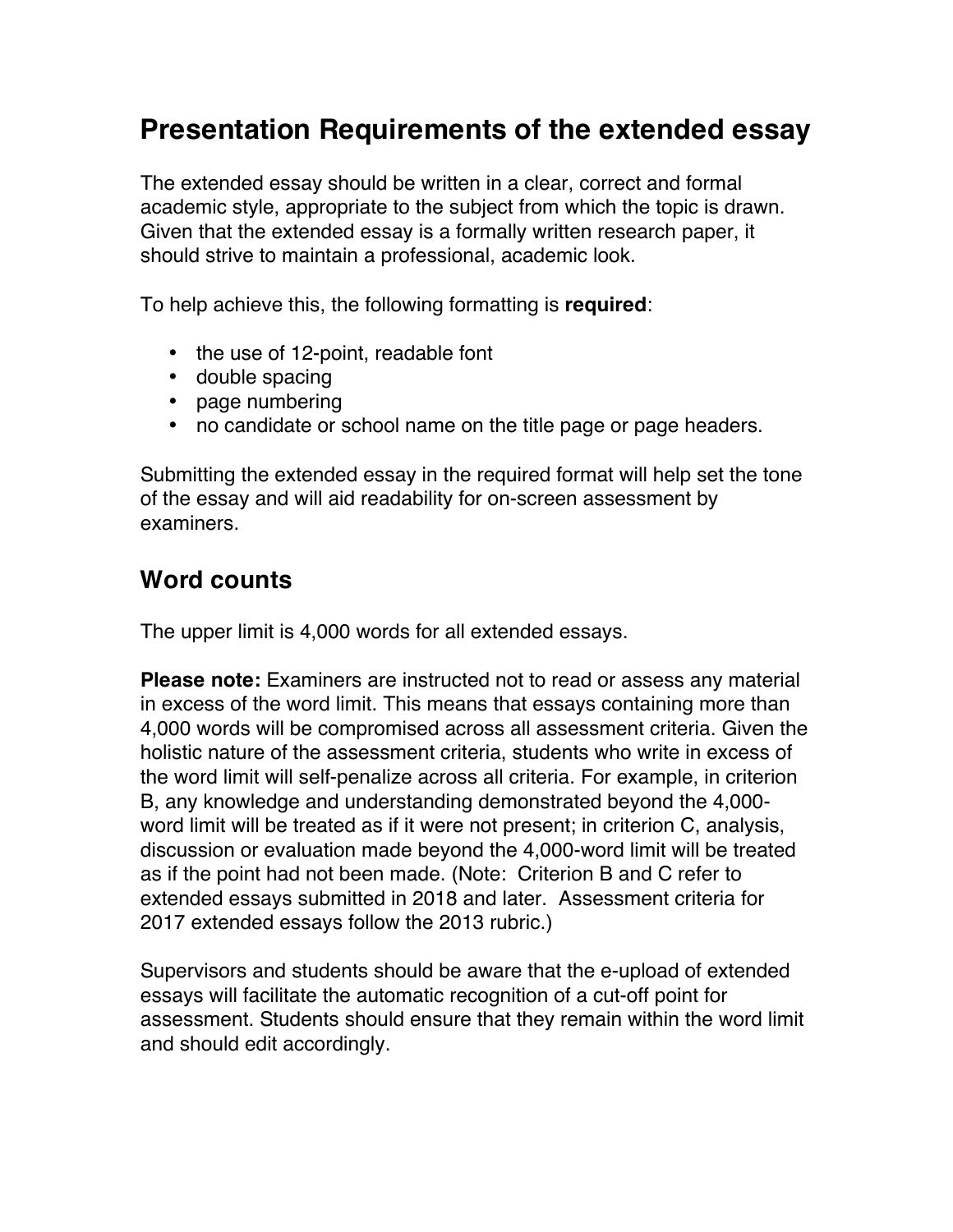# Presentation Requirements of the extended essay

The extended essay should be written in a clear, correct and formal academic style, appropriate to the subject from which the topic is drawn. Given that the extended essay is a formally written research paper, it should strive to maintain a professional, academic look.

To help achieve this, the following formatting is **required**:

- the use of 12-point, readable font
- double spacing
- page numbering
- no candidate or school name on the title page or page headers.

Submitting the extended essay in the required format will help set the tone of the essay and will aid readability for on-screen assessment by examiners.

## Word counts

The upper limit is 4,000 words for all extended essays.

**Please note:** Examiners are instructed not to read or assess any material in excess of the word limit. This means that essays containing more than 4,000 words will be compromised across all assessment criteria. Given the holistic nature of the assessment criteria, students who write in excess of the word limit will self-penalize across all criteria. For example, in criterion B, any knowledge and understanding demonstrated beyond the 4,000-word limit will be treated as if it were not present; in criterion C, analysis, discussion or evaluation made beyond the 4,000-word limit will be treated as if the point had not been made. (Note: Criterion B and C refer to extended essays submitted in 2018 and later. Assessment criteria for 2017 extended essays follow the 2013 rubric.)

Supervisors and students should be aware that the e-upload of extended essays will facilitate the automatic recognition of a cut-off point for assessment. Students should ensure that they remain within the word limit and should edit accordingly.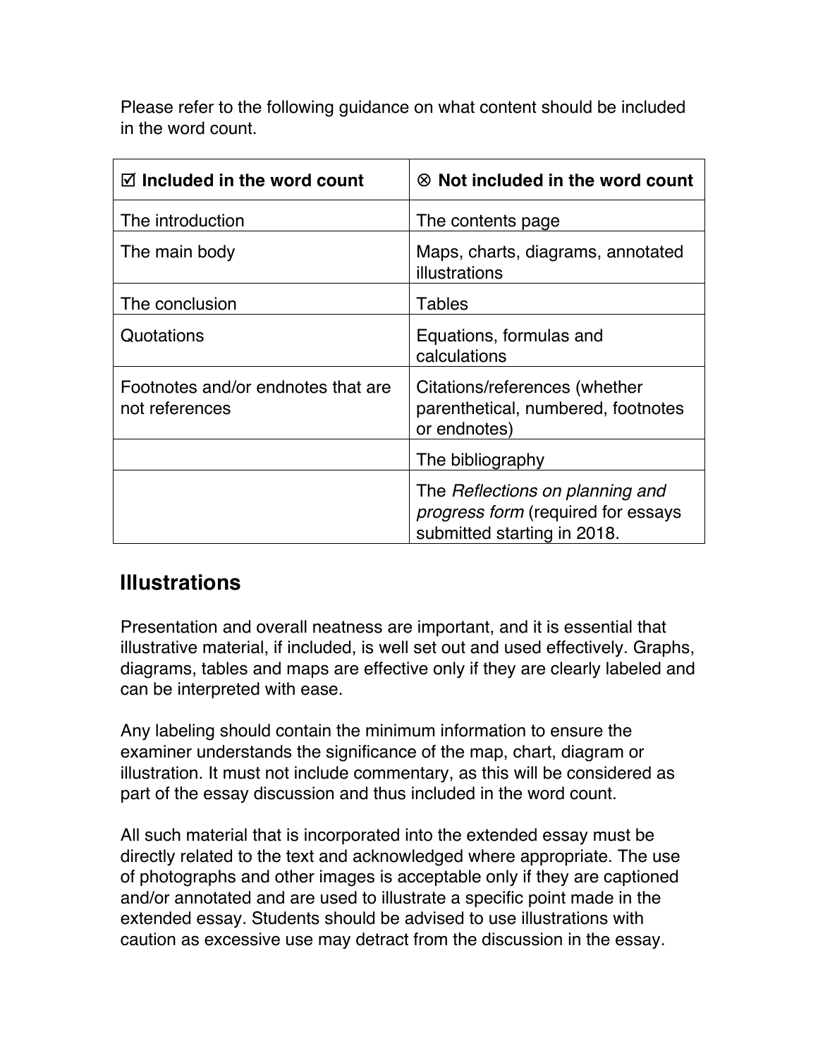Please refer to the following guidance on what content should be included in the word count.

| ☑ **Included in the word count** | ⊗ **Not included in the word count** |
| --- | --- |
| The introduction | The contents page |
| The main body | Maps, charts, diagrams, annotated illustrations |
| The conclusion | Tables |
| Quotations | Equations, formulas and calculations |
| Footnotes and/or endnotes that are not references | Citations/references (whether parenthetical, numbered, footnotes or endnotes) |
| | The bibliography |
| | The *Reflections on planning and progress form* (required for essays submitted starting in 2018. |

## Illustrations

Presentation and overall neatness are important, and it is essential that illustrative material, if included, is well set out and used effectively. Graphs, diagrams, tables and maps are effective only if they are clearly labeled and can be interpreted with ease.

Any labeling should contain the minimum information to ensure the examiner understands the significance of the map, chart, diagram or illustration. It must not include commentary, as this will be considered as part of the essay discussion and thus included in the word count.

All such material that is incorporated into the extended essay must be directly related to the text and acknowledged where appropriate. The use of photographs and other images is acceptable only if they are captioned and/or annotated and are used to illustrate a specific point made in the extended essay. Students should be advised to use illustrations with caution as excessive use may detract from the discussion in the essay.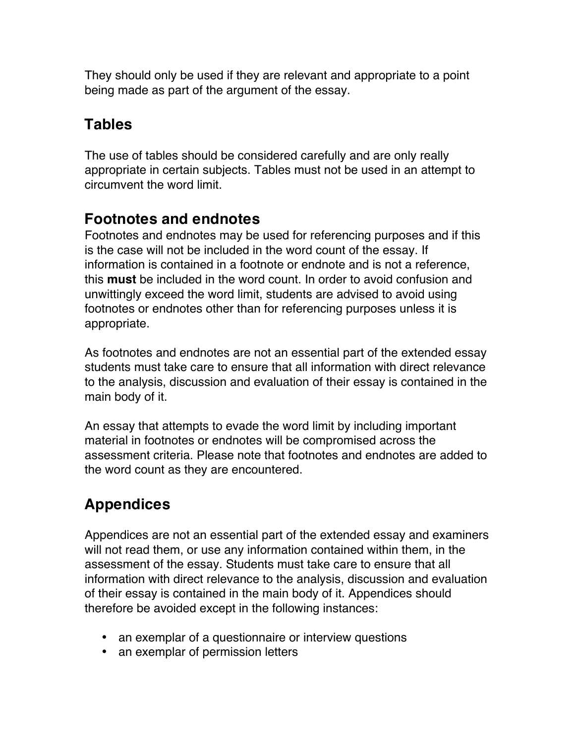They should only be used if they are relevant and appropriate to a point being made as part of the argument of the essay.

## Tables

The use of tables should be considered carefully and are only really appropriate in certain subjects. Tables must not be used in an attempt to circumvent the word limit.

## Footnotes and endnotes

Footnotes and endnotes may be used for referencing purposes and if this is the case will not be included in the word count of the essay. If information is contained in a footnote or endnote and is not a reference, this **must** be included in the word count. In order to avoid confusion and unwittingly exceed the word limit, students are advised to avoid using footnotes or endnotes other than for referencing purposes unless it is appropriate.

As footnotes and endnotes are not an essential part of the extended essay students must take care to ensure that all information with direct relevance to the analysis, discussion and evaluation of their essay is contained in the main body of it.

An essay that attempts to evade the word limit by including important material in footnotes or endnotes will be compromised across the assessment criteria. Please note that footnotes and endnotes are added to the word count as they are encountered.

## Appendices

Appendices are not an essential part of the extended essay and examiners will not read them, or use any information contained within them, in the assessment of the essay. Students must take care to ensure that all information with direct relevance to the analysis, discussion and evaluation of their essay is contained in the main body of it. Appendices should therefore be avoided except in the following instances:

- an exemplar of a questionnaire or interview questions
- an exemplar of permission letters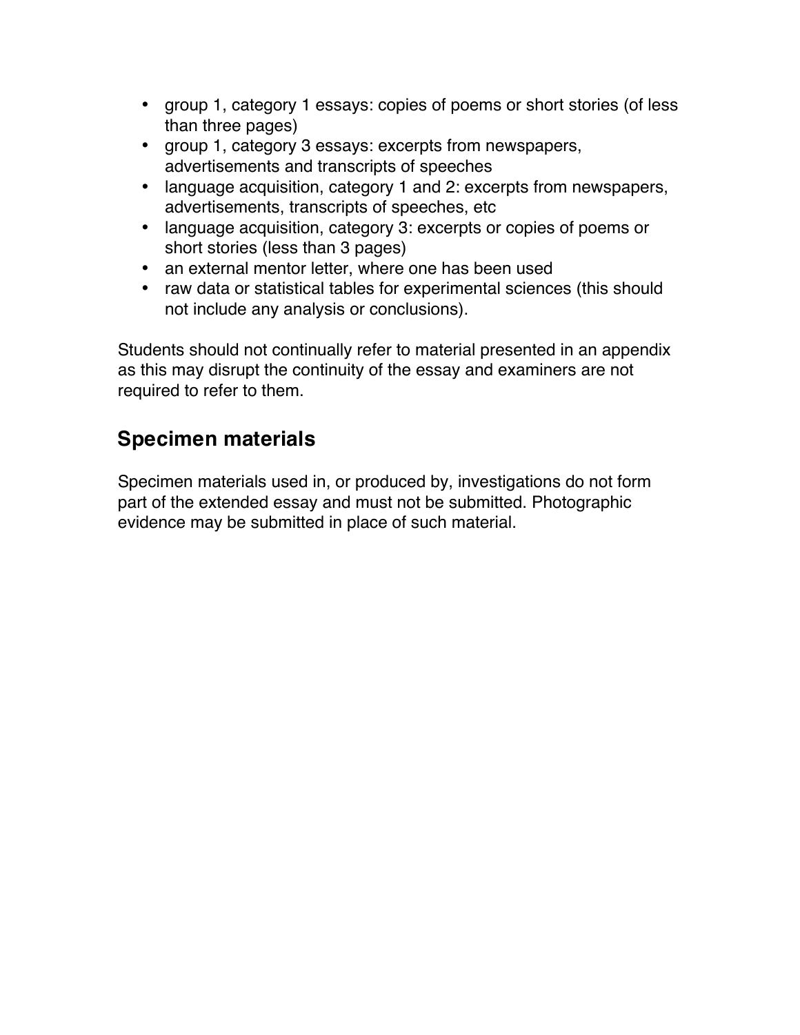- group 1, category 1 essays: copies of poems or short stories (of less than three pages)
- group 1, category 3 essays: excerpts from newspapers, advertisements and transcripts of speeches
- language acquisition, category 1 and 2: excerpts from newspapers, advertisements, transcripts of speeches, etc
- language acquisition, category 3: excerpts or copies of poems or short stories (less than 3 pages)
- an external mentor letter, where one has been used
- raw data or statistical tables for experimental sciences (this should not include any analysis or conclusions).

Students should not continually refer to material presented in an appendix as this may disrupt the continuity of the essay and examiners are not required to refer to them.

## Specimen materials

Specimen materials used in, or produced by, investigations do not form part of the extended essay and must not be submitted. Photographic evidence may be submitted in place of such material.